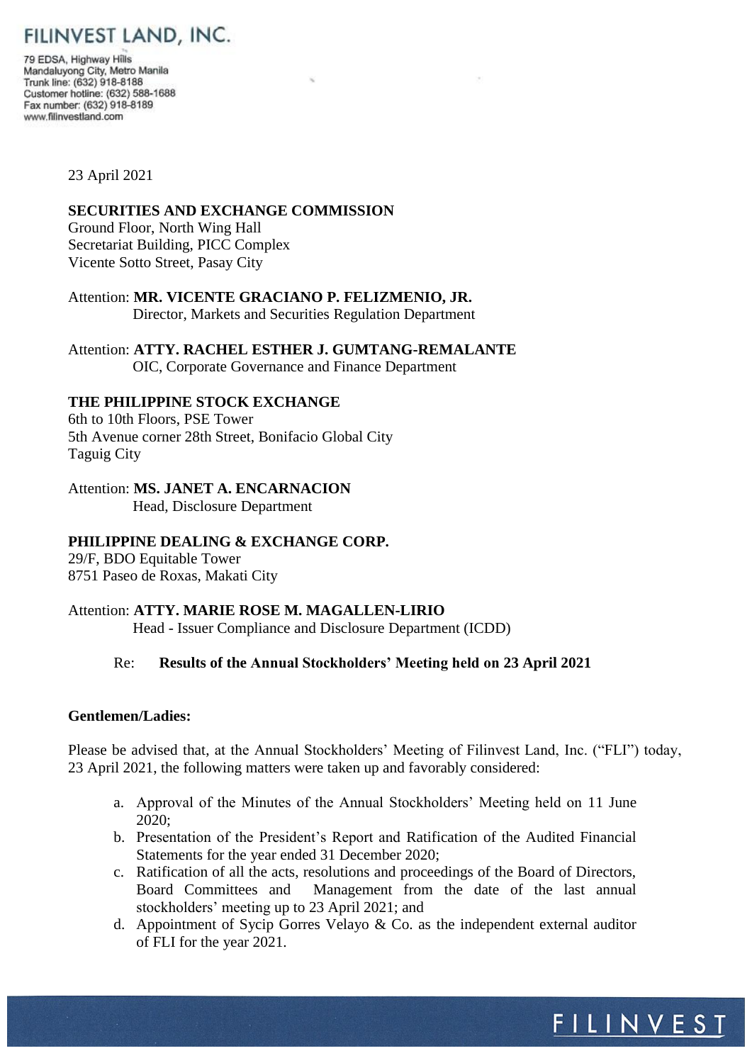# FILINVEST LAND, INC.

79 EDSA, Highway Hills
Mandaluyong City, Metro Manila
Trunk line: (632) 918-8188
Customer hotline: (632) 588-1688
Fax number: (632) 918-8189
www.filinvestland.com

23 April 2021

**SECURITIES AND EXCHANGE COMMISSION**
Ground Floor, North Wing Hall
Secretariat Building, PICC Complex
Vicente Sotto Street, Pasay City

Attention: **MR. VICENTE GRACIANO P. FELIZMENIO, JR.**
Director, Markets and Securities Regulation Department

Attention: **ATTY. RACHEL ESTHER J. GUMTANG-REMALANTE**
OIC, Corporate Governance and Finance Department

**THE PHILIPPINE STOCK EXCHANGE**
6th to 10th Floors, PSE Tower
5th Avenue corner 28th Street, Bonifacio Global City
Taguig City

Attention: **MS. JANET A. ENCARNACION**
Head, Disclosure Department

**PHILIPPINE DEALING & EXCHANGE CORP.**
29/F, BDO Equitable Tower
8751 Paseo de Roxas, Makati City

Attention: **ATTY. MARIE ROSE M. MAGALLEN-LIRIO**
Head - Issuer Compliance and Disclosure Department (ICDD)

Re: **Results of the Annual Stockholders' Meeting held on 23 April 2021**

**Gentlemen/Ladies:**

Please be advised that, at the Annual Stockholders' Meeting of Filinvest Land, Inc. ("FLI") today, 23 April 2021, the following matters were taken up and favorably considered:

a. Approval of the Minutes of the Annual Stockholders' Meeting held on 11 June 2020;
b. Presentation of the President's Report and Ratification of the Audited Financial Statements for the year ended 31 December 2020;
c. Ratification of all the acts, resolutions and proceedings of the Board of Directors, Board Committees and Management from the date of the last annual stockholders' meeting up to 23 April 2021; and
d. Appointment of Sycip Gorres Velayo & Co. as the independent external auditor of FLI for the year 2021.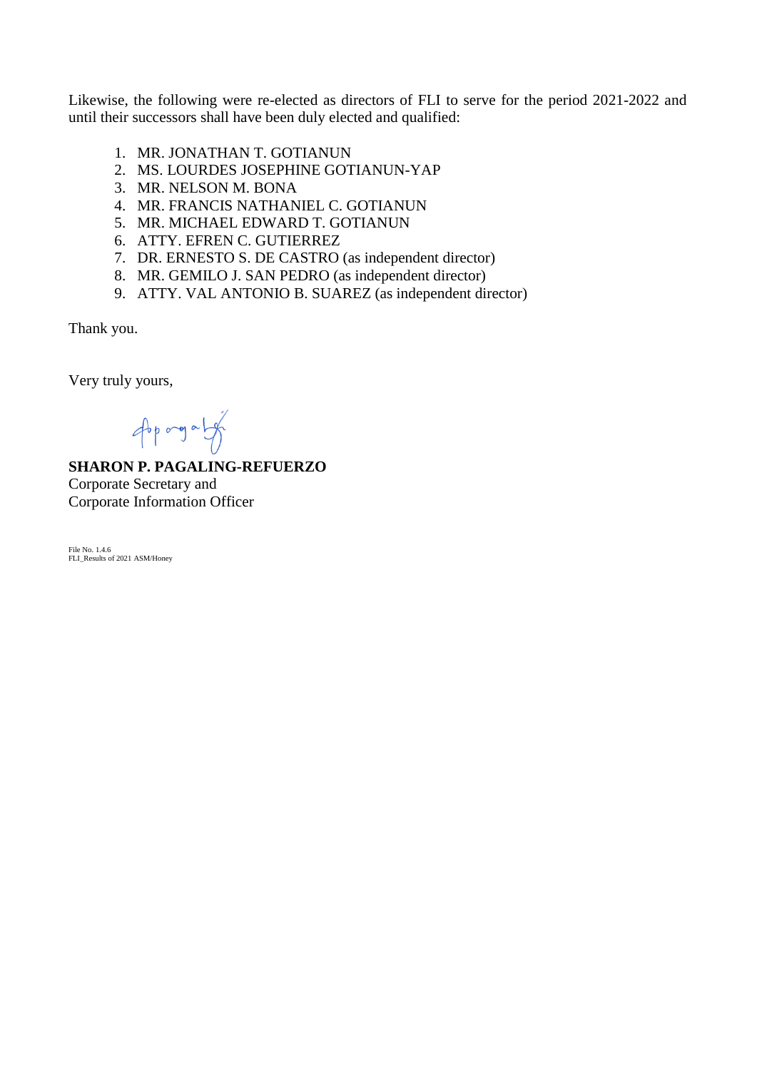Likewise, the following were re-elected as directors of FLI to serve for the period 2021-2022 and until their successors shall have been duly elected and qualified:

1. MR. JONATHAN T. GOTIANUN
2. MS. LOURDES JOSEPHINE GOTIANUN-YAP
3. MR. NELSON M. BONA
4. MR. FRANCIS NATHANIEL C. GOTIANUN
5. MR. MICHAEL EDWARD T. GOTIANUN
6. ATTY. EFREN C. GUTIERREZ
7. DR. ERNESTO S. DE CASTRO (as independent director)
8. MR. GEMILO J. SAN PEDRO (as independent director)
9. ATTY. VAL ANTONIO B. SUAREZ (as independent director)

Thank you.

Very truly yours,

**SHARON P. PAGALING-REFUERZO**
Corporate Secretary and
Corporate Information Officer

File No. 1.4.6
FLI_Results of 2021 ASM/Honey